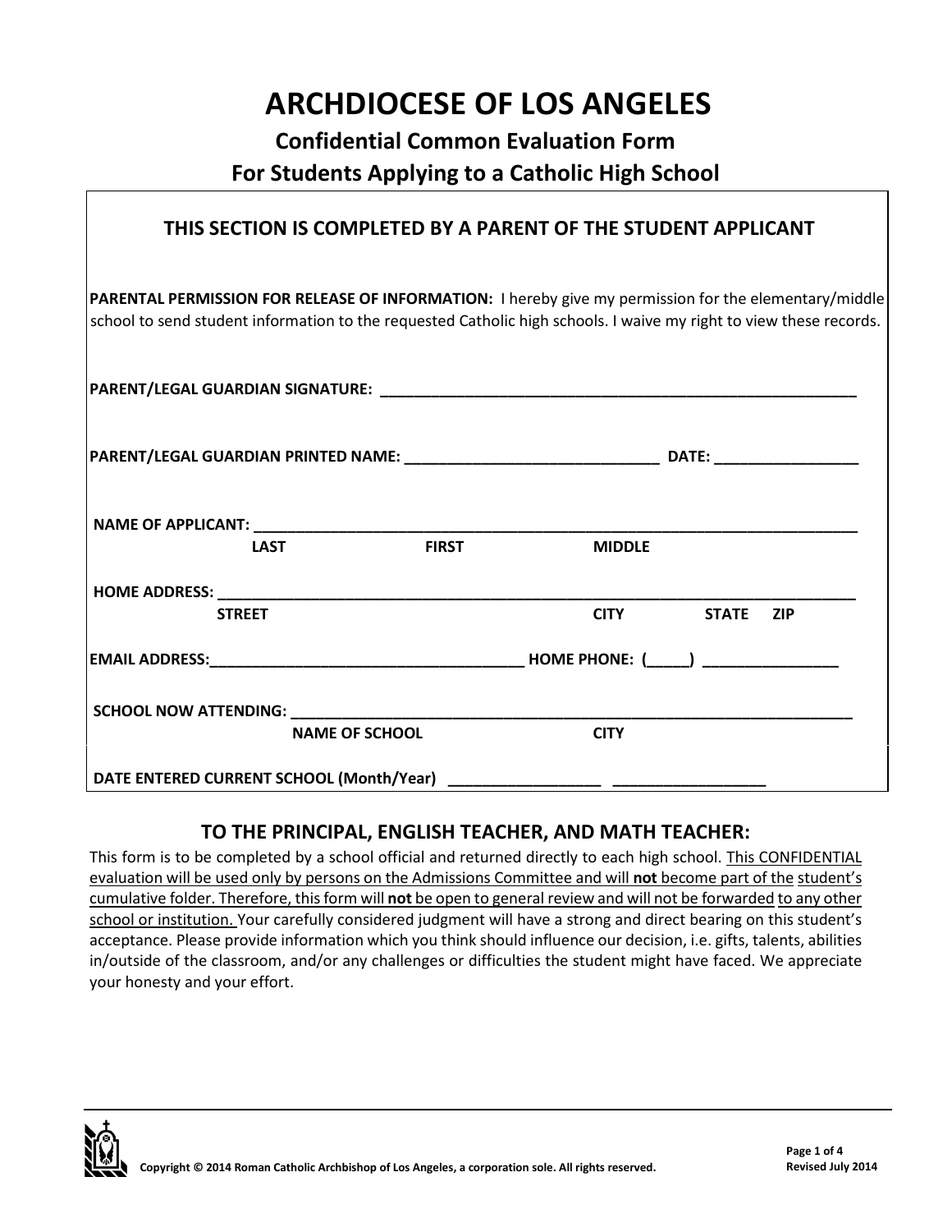# ARCHDIOCESE OF LOS ANGELES

## Confidential Common Evaluation Form
## For Students Applying to a Catholic High School

### THIS SECTION IS COMPLETED BY A PARENT OF THE STUDENT APPLICANT

**PARENTAL PERMISSION FOR RELEASE OF INFORMATION:** I hereby give my permission for the elementary/middle school to send student information to the requested Catholic high schools. I waive my right to view these records.

**PARENT/LEGAL GUARDIAN SIGNATURE:** ________________________________________________________

**PARENT/LEGAL GUARDIAN PRINTED NAME:** ______________________________ **DATE:** _________________

**NAME OF APPLICANT:** __________________________________________________________________________
**LAST** **FIRST** **MIDDLE**

**HOME ADDRESS:** _____________________________________________________________________________
**STREET** **CITY** **STATE** **ZIP**

**EMAIL ADDRESS:**____________________________________ **HOME PHONE: (_____)** ________________

**SCHOOL NOW ATTENDING:** ____________________________________________________________________
**NAME OF SCHOOL** **CITY**

**DATE ENTERED CURRENT SCHOOL (Month/Year)** __________________ __________________

### TO THE PRINCIPAL, ENGLISH TEACHER, AND MATH TEACHER:

This form is to be completed by a school official and returned directly to each high school. This CONFIDENTIAL evaluation will be used only by persons on the Admissions Committee and will **not** become part of the student's cumulative folder. Therefore, this form will **not** be open to general review and will not be forwarded to any other school or institution. Your carefully considered judgment will have a strong and direct bearing on this student's acceptance. Please provide information which you think should influence our decision, i.e. gifts, talents, abilities in/outside of the classroom, and/or any challenges or difficulties the student might have faced. We appreciate your honesty and your effort.

Copyright © 2014 Roman Catholic Archbishop of Los Angeles, a corporation sole. All rights reserved.

Revised July 2014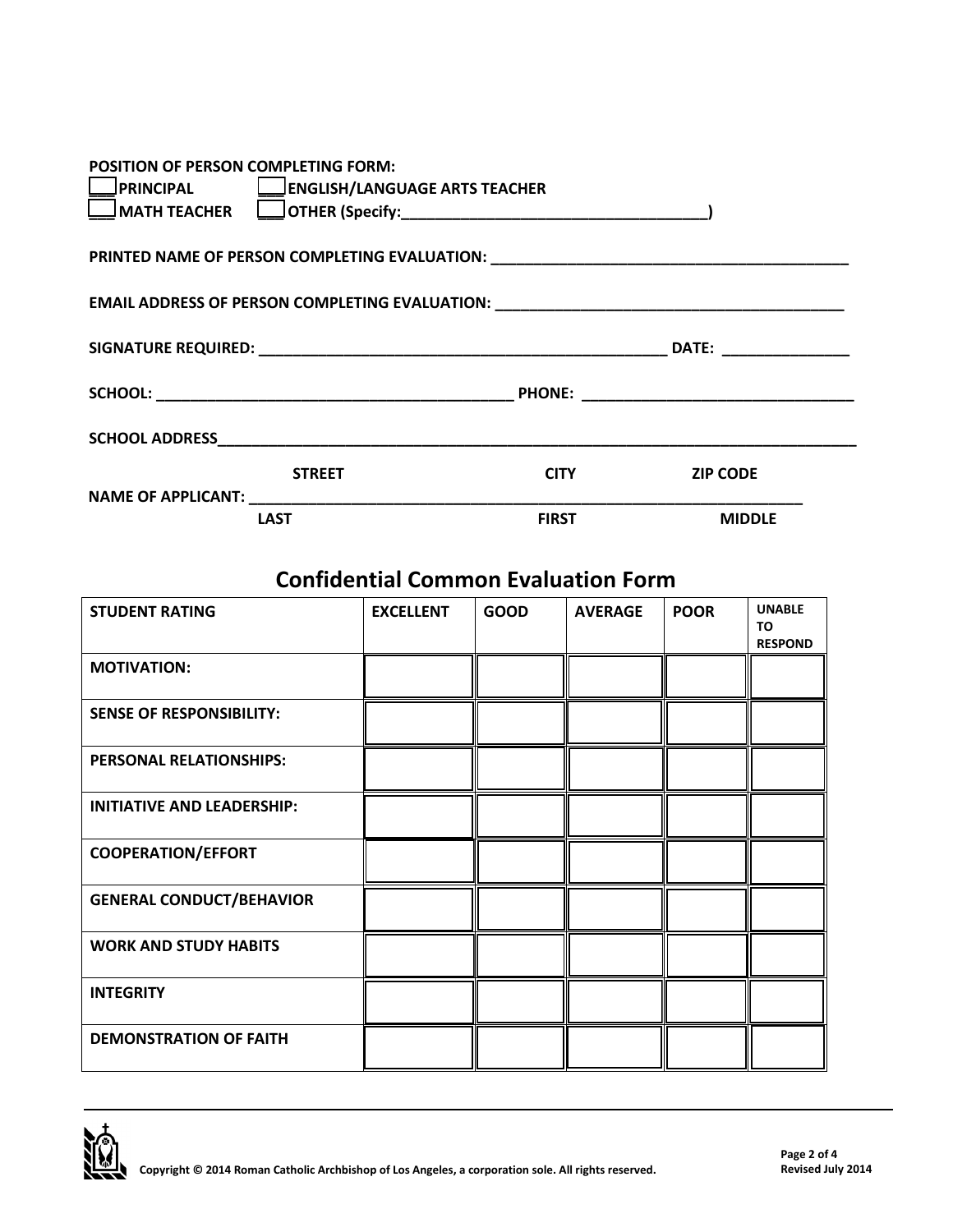**POSITION OF PERSON COMPLETING FORM:**

___ **PRINCIPAL** ___ **ENGLISH/LANGUAGE ARTS TEACHER**

___ **MATH TEACHER** ___ **OTHER (Specify:___________________________________)**

**PRINTED NAME OF PERSON COMPLETING EVALUATION:** ___________________________________________

**EMAIL ADDRESS OF PERSON COMPLETING EVALUATION:** __________________________________________

**SIGNATURE REQUIRED:** __________________________________________________ **DATE:** _______________

**SCHOOL:** ___________________________________________ **PHONE:** ________________________________

**SCHOOL ADDRESS**_____________________________________________________________________________

**STREET** **CITY** **ZIP CODE**

**NAME OF APPLICANT:** _____________________________________________________________________

**LAST** **FIRST** **MIDDLE**

## Confidential Common Evaluation Form

| STUDENT RATING | EXCELLENT | GOOD | AVERAGE | POOR | UNABLE TO RESPOND |
|---|---|---|---|---|---|
| MOTIVATION: | | | | | |
| SENSE OF RESPONSIBILITY: | | | | | |
| PERSONAL RELATIONSHIPS: | | | | | |
| INITIATIVE AND LEADERSHIP: | | | | | |
| COOPERATION/EFFORT | | | | | |
| GENERAL CONDUCT/BEHAVIOR | | | | | |
| WORK AND STUDY HABITS | | | | | |
| INTEGRITY | | | | | |
| DEMONSTRATION OF FAITH | | | | | |

Copyright © 2014 Roman Catholic Archbishop of Los Angeles, a corporation sole. All rights reserved.

Revised July 2014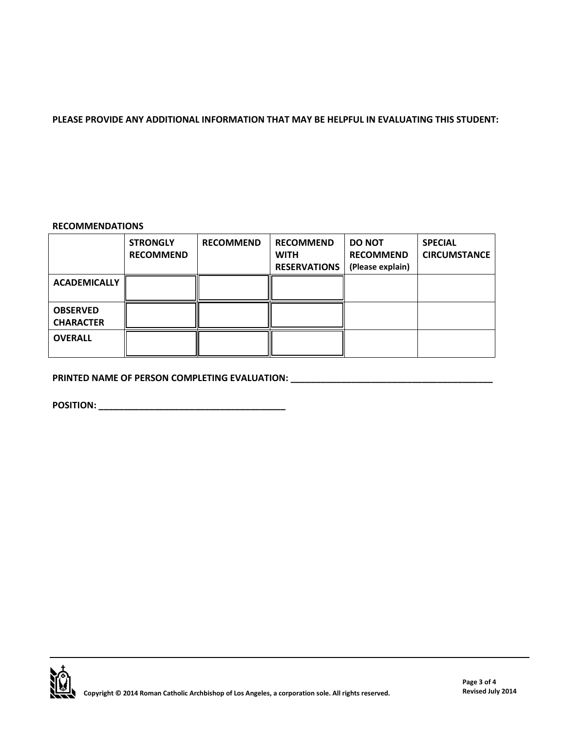**PLEASE PROVIDE ANY ADDITIONAL INFORMATION THAT MAY BE HELPFUL IN EVALUATING THIS STUDENT:**

**RECOMMENDATIONS**

| | STRONGLY RECOMMEND | RECOMMEND | RECOMMEND WITH RESERVATIONS | DO NOT RECOMMEND (Please explain) | SPECIAL CIRCUMSTANCE |
|---|---|---|---|---|---|
| **ACADEMICALLY** | | | | | |
| **OBSERVED CHARACTER** | | | | | |
| **OVERALL** | | | | | |

**PRINTED NAME OF PERSON COMPLETING EVALUATION: ___________________________________________**

**POSITION: ________________________________________**

Copyright © 2014 Roman Catholic Archbishop of Los Angeles, a corporation sole. All rights reserved.

Revised July 2014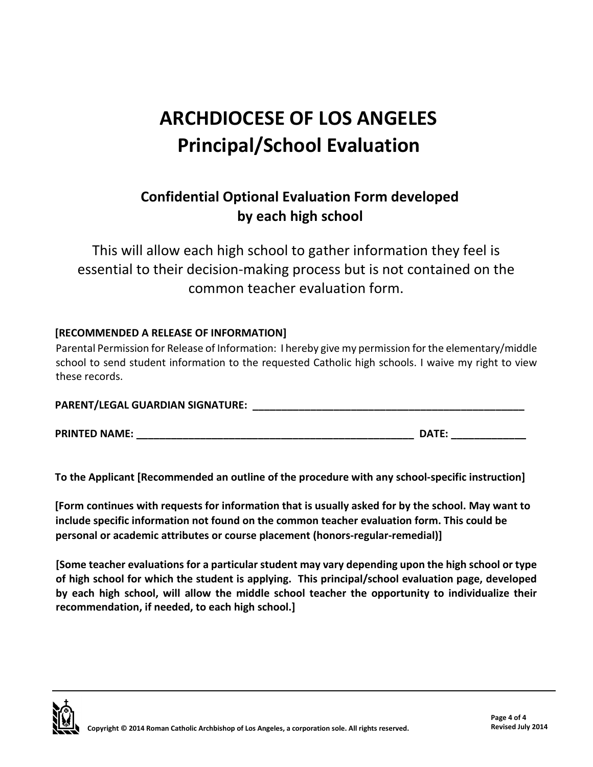# ARCHDIOCESE OF LOS ANGELES
# Principal/School Evaluation

## Confidential Optional Evaluation Form developed by each high school

This will allow each high school to gather information they feel is essential to their decision-making process but is not contained on the common teacher evaluation form.

**[RECOMMENDED A RELEASE OF INFORMATION]**

Parental Permission for Release of Information: I hereby give my permission for the elementary/middle school to send student information to the requested Catholic high schools. I waive my right to view these records.

**PARENT/LEGAL GUARDIAN SIGNATURE:** ___________________________________________

**PRINTED NAME:** ___________________________________________ **DATE:** ____________

**To the Applicant [Recommended an outline of the procedure with any school-specific instruction]**

**[Form continues with requests for information that is usually asked for by the school. May want to include specific information not found on the common teacher evaluation form. This could be personal or academic attributes or course placement (honors-regular-remedial)]**

**[Some teacher evaluations for a particular student may vary depending upon the high school or type of high school for which the student is applying. This principal/school evaluation page, developed by each high school, will allow the middle school teacher the opportunity to individualize their recommendation, if needed, to each high school.]**

Copyright © 2014 Roman Catholic Archbishop of Los Angeles, a corporation sole. All rights reserved.

Revised July 2014